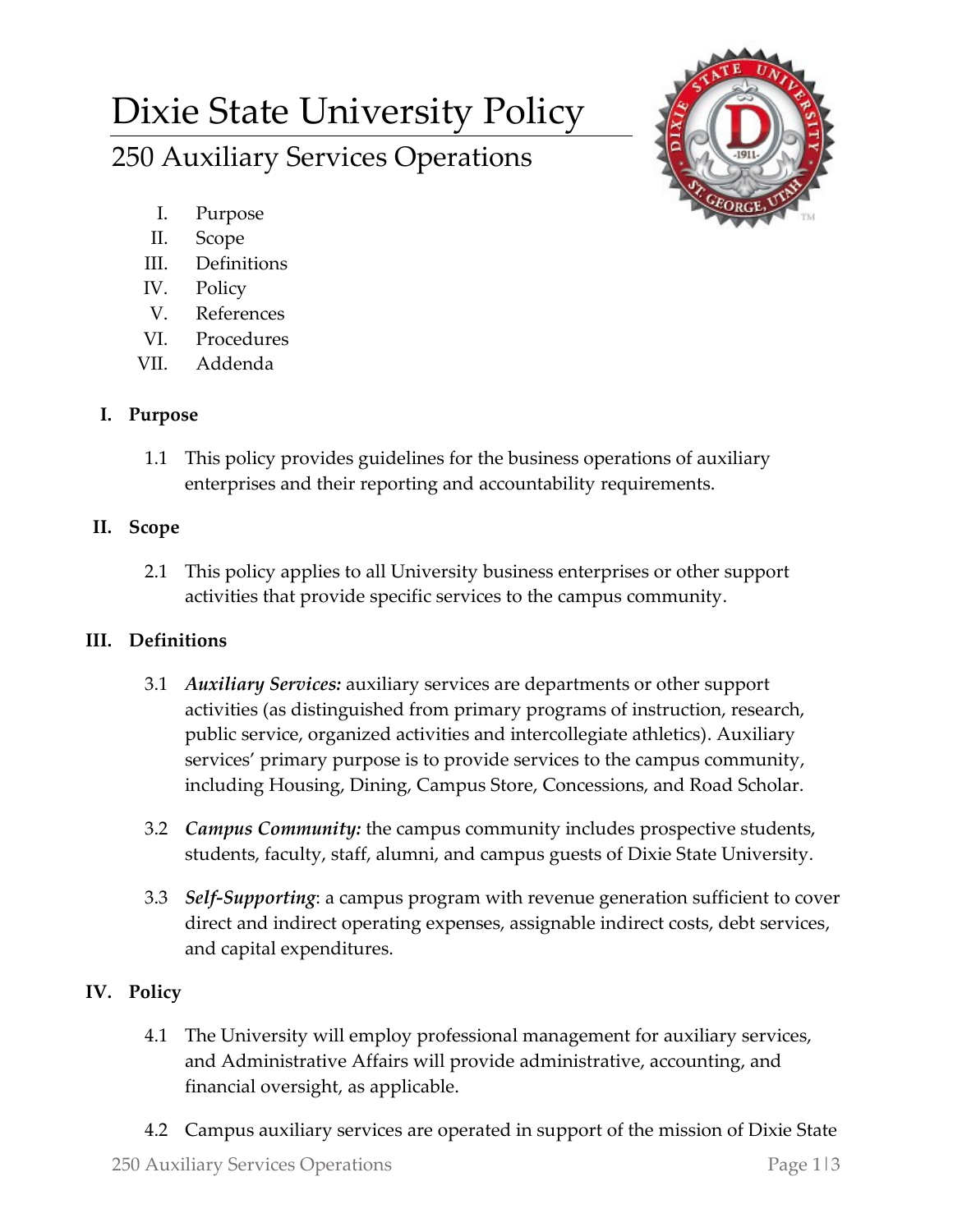# Dixie State University Policy

## 250 Auxiliary Services Operations

I. Purpose
II. Scope
III. Definitions
IV. Policy
V. References
VI. Procedures
VII. Addenda

### I. Purpose

1.1 This policy provides guidelines for the business operations of auxiliary enterprises and their reporting and accountability requirements.

### II. Scope

2.1 This policy applies to all University business enterprises or other support activities that provide specific services to the campus community.

### III. Definitions

3.1 ***Auxiliary Services:*** auxiliary services are departments or other support activities (as distinguished from primary programs of instruction, research, public service, organized activities and intercollegiate athletics). Auxiliary services' primary purpose is to provide services to the campus community, including Housing, Dining, Campus Store, Concessions, and Road Scholar.

3.2 ***Campus Community:*** the campus community includes prospective students, students, faculty, staff, alumni, and campus guests of Dixie State University.

3.3 ***Self-Supporting***: a campus program with revenue generation sufficient to cover direct and indirect operating expenses, assignable indirect costs, debt services, and capital expenditures.

### IV. Policy

4.1 The University will employ professional management for auxiliary services, and Administrative Affairs will provide administrative, accounting, and financial oversight, as applicable.

4.2 Campus auxiliary services are operated in support of the mission of Dixie State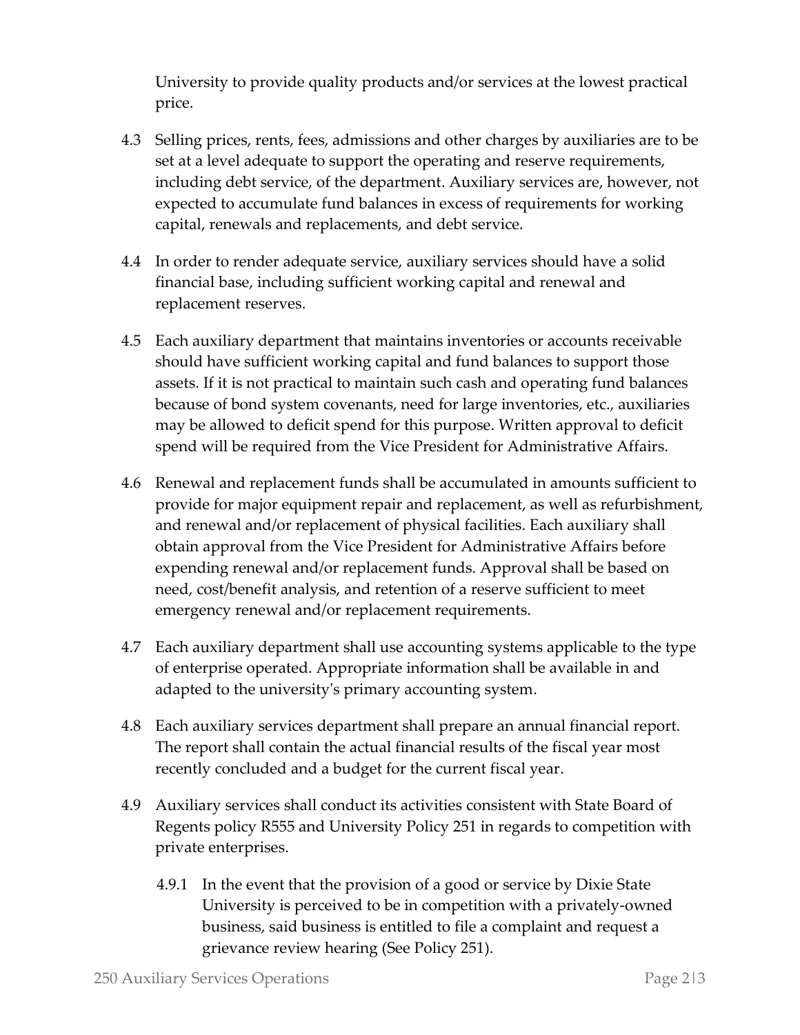University to provide quality products and/or services at the lowest practical price.

4.3 Selling prices, rents, fees, admissions and other charges by auxiliaries are to be set at a level adequate to support the operating and reserve requirements, including debt service, of the department. Auxiliary services are, however, not expected to accumulate fund balances in excess of requirements for working capital, renewals and replacements, and debt service.

4.4 In order to render adequate service, auxiliary services should have a solid financial base, including sufficient working capital and renewal and replacement reserves.

4.5 Each auxiliary department that maintains inventories or accounts receivable should have sufficient working capital and fund balances to support those assets. If it is not practical to maintain such cash and operating fund balances because of bond system covenants, need for large inventories, etc., auxiliaries may be allowed to deficit spend for this purpose. Written approval to deficit spend will be required from the Vice President for Administrative Affairs.

4.6 Renewal and replacement funds shall be accumulated in amounts sufficient to provide for major equipment repair and replacement, as well as refurbishment, and renewal and/or replacement of physical facilities. Each auxiliary shall obtain approval from the Vice President for Administrative Affairs before expending renewal and/or replacement funds. Approval shall be based on need, cost/benefit analysis, and retention of a reserve sufficient to meet emergency renewal and/or replacement requirements.

4.7 Each auxiliary department shall use accounting systems applicable to the type of enterprise operated. Appropriate information shall be available in and adapted to the university's primary accounting system.

4.8 Each auxiliary services department shall prepare an annual financial report. The report shall contain the actual financial results of the fiscal year most recently concluded and a budget for the current fiscal year.

4.9 Auxiliary services shall conduct its activities consistent with State Board of Regents policy R555 and University Policy 251 in regards to competition with private enterprises.

  4.9.1 In the event that the provision of a good or service by Dixie State University is perceived to be in competition with a privately-owned business, said business is entitled to file a complaint and request a grievance review hearing (See Policy 251).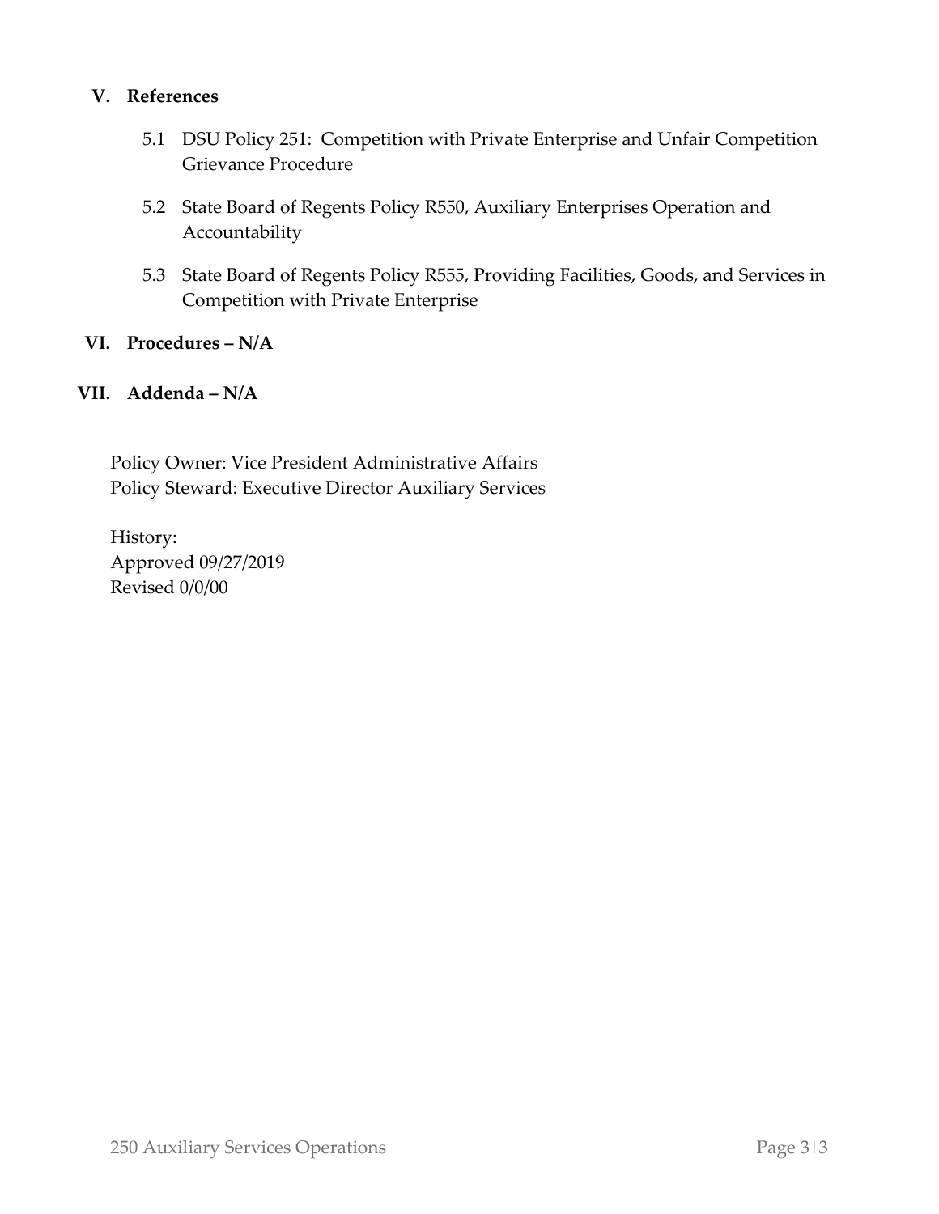## V. References

5.1 DSU Policy 251: Competition with Private Enterprise and Unfair Competition Grievance Procedure

5.2 State Board of Regents Policy R550, Auxiliary Enterprises Operation and Accountability

5.3 State Board of Regents Policy R555, Providing Facilities, Goods, and Services in Competition with Private Enterprise

## VI. Procedures – N/A

## VII. Addenda – N/A

---

Policy Owner: Vice President Administrative Affairs
Policy Steward: Executive Director Auxiliary Services

History:
Approved 09/27/2019
Revised 0/0/00